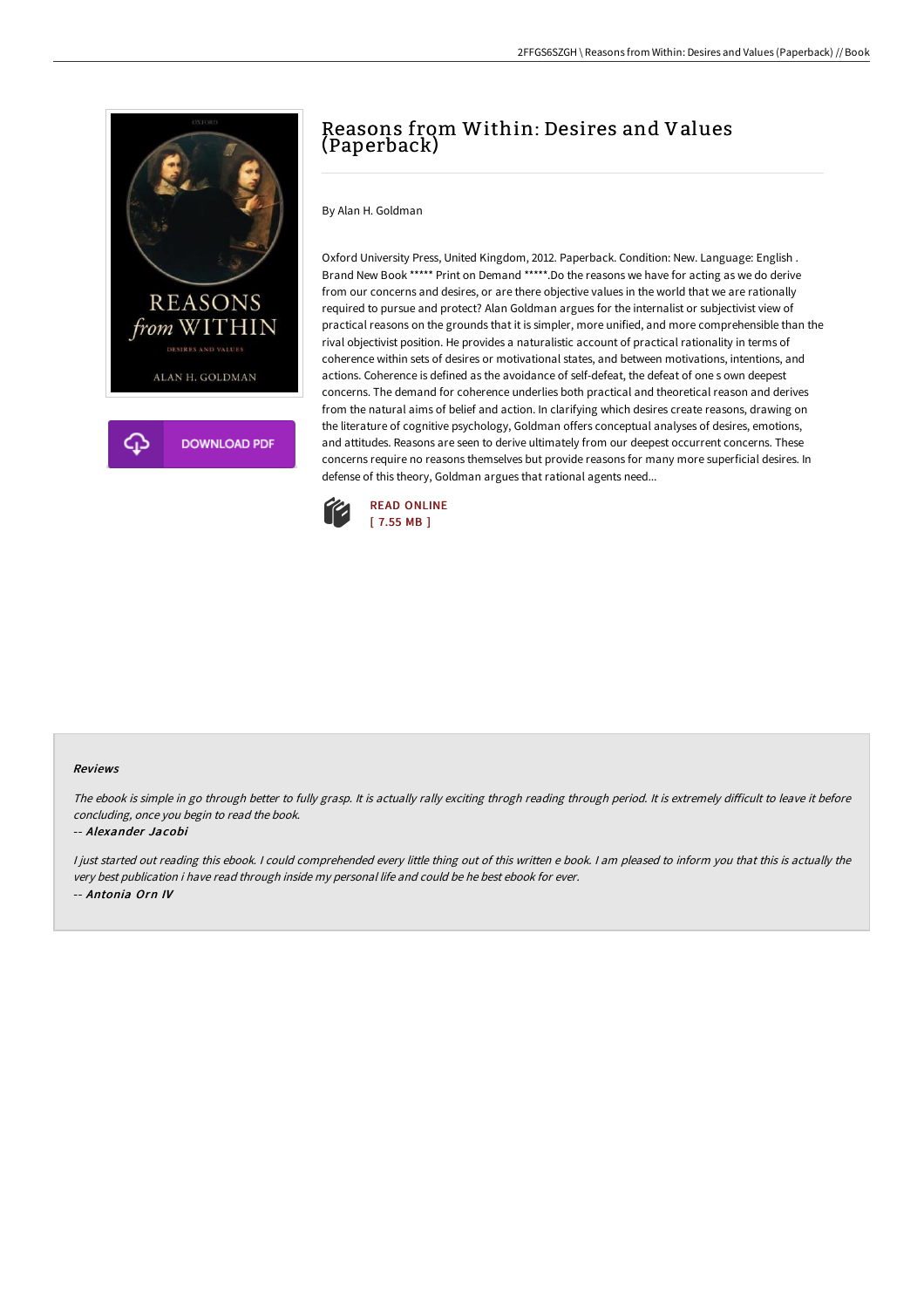# Reasons from Within: Desires and Values (Paperback)

By Alan H. Goldman

Oxford University Press, United Kingdom, 2012. Paperback. Condition: New. Language: English . Brand New Book ***** Print on Demand *****.Do the reasons we have for acting as we do derive from our concerns and desires, or are there objective values in the world that we are rationally required to pursue and protect? Alan Goldman argues for the internalist or subjectivist view of practical reasons on the grounds that it is simpler, more unified, and more comprehensible than the rival objectivist position. He provides a naturalistic account of practical rationality in terms of coherence within sets of desires or motivational states, and between motivations, intentions, and actions. Coherence is defined as the avoidance of self-defeat, the defeat of one s own deepest concerns. The demand for coherence underlies both practical and theoretical reason and derives from the natural aims of belief and action. In clarifying which desires create reasons, drawing on the literature of cognitive psychology, Goldman offers conceptual analyses of desires, emotions, and attitudes. Reasons are seen to derive ultimately from our deepest occurrent concerns. These concerns require no reasons themselves but provide reasons for many more superficial desires. In defense of this theory, Goldman argues that rational agents need...

READ ONLINE
[ 7.55 MB ]

DOWNLOAD PDF

### Reviews

*The ebook is simple in go through better to fully grasp. It is actually rally exciting throgh reading through period. It is extremely difficult to leave it before concluding, once you begin to read the book.*

-- *Alexander Jacobi*

*I just started out reading this ebook. I could comprehended every little thing out of this written e book. I am pleased to inform you that this is actually the very best publication i have read through inside my personal life and could be he best ebook for ever.*

-- *Antonia Orn IV*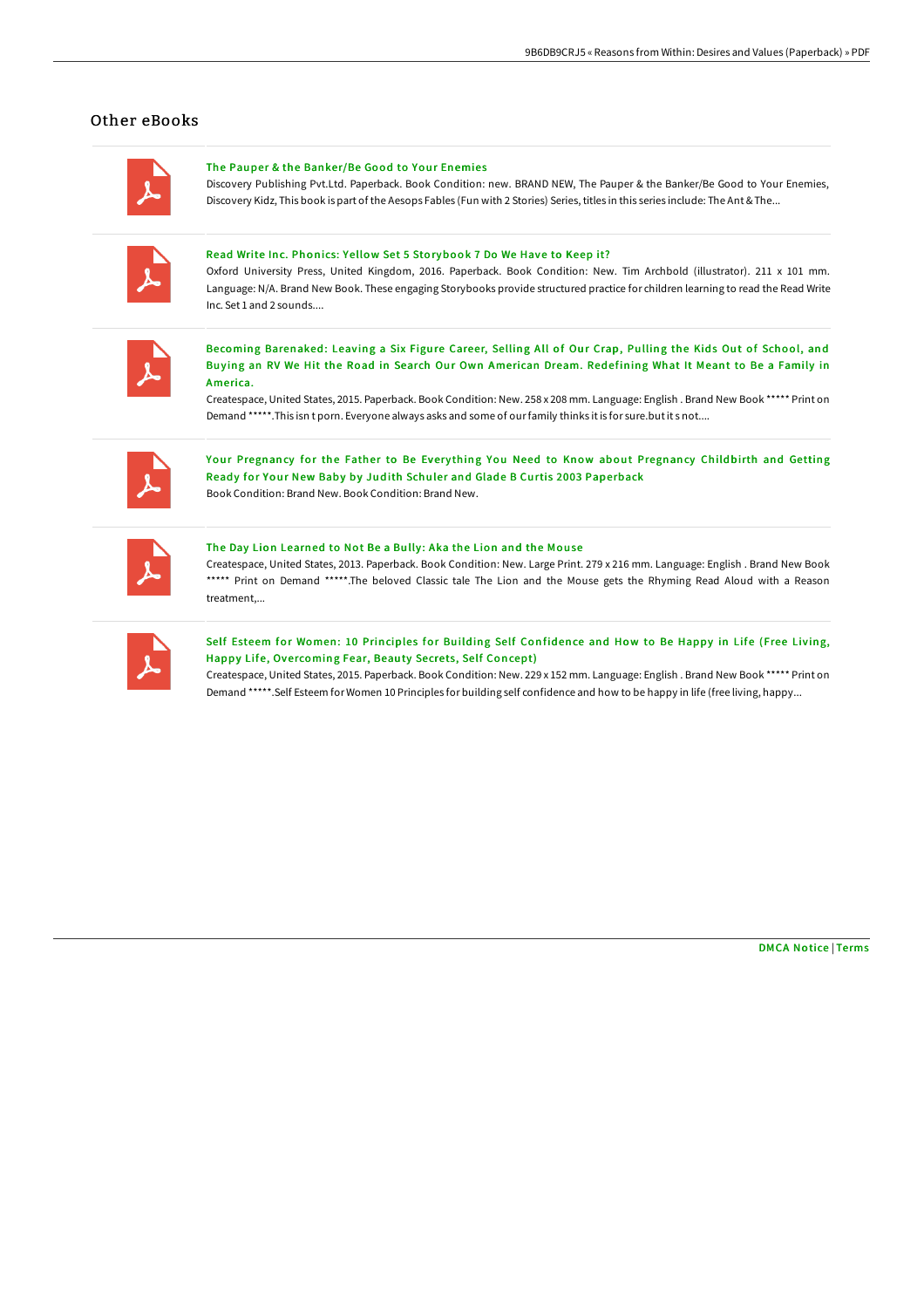## Other eBooks

### The Pauper & the Banker/Be Good to Your Enemies

Discovery Publishing Pvt.Ltd. Paperback. Book Condition: new. BRAND NEW, The Pauper & the Banker/Be Good to Your Enemies, Discovery Kidz, This book is part of the Aesops Fables (Fun with 2 Stories) Series, titles in this series include: The Ant & The...

### Read Write Inc. Phonics: Yellow Set 5 Storybook 7 Do We Have to Keep it?

Oxford University Press, United Kingdom, 2016. Paperback. Book Condition: New. Tim Archbold (illustrator). 211 x 101 mm. Language: N/A. Brand New Book. These engaging Storybooks provide structured practice for children learning to read the Read Write Inc. Set 1 and 2 sounds....

### Becoming Barenaked: Leaving a Six Figure Career, Selling All of Our Crap, Pulling the Kids Out of School, and Buying an RV We Hit the Road in Search Our Own American Dream. Redefining What It Meant to Be a Family in America.

Createspace, United States, 2015. Paperback. Book Condition: New. 258 x 208 mm. Language: English . Brand New Book ***** Print on Demand *****.This isn t porn. Everyone always asks and some of our family thinks it is for sure.but it s not....

### Your Pregnancy for the Father to Be Everything You Need to Know about Pregnancy Childbirth and Getting Ready for Your New Baby by Judith Schuler and Glade B Curtis 2003 Paperback

Book Condition: Brand New. Book Condition: Brand New.

### The Day Lion Learned to Not Be a Bully: Aka the Lion and the Mouse

Createspace, United States, 2013. Paperback. Book Condition: New. Large Print. 279 x 216 mm. Language: English . Brand New Book ***** Print on Demand *****.The beloved Classic tale The Lion and the Mouse gets the Rhyming Read Aloud with a Reason treatment,...

### Self Esteem for Women: 10 Principles for Building Self Confidence and How to Be Happy in Life (Free Living, Happy Life, Overcoming Fear, Beauty Secrets, Self Concept)

Createspace, United States, 2015. Paperback. Book Condition: New. 229 x 152 mm. Language: English . Brand New Book ***** Print on Demand *****.Self Esteem for Women 10 Principles for building self confidence and how to be happy in life (free living, happy...